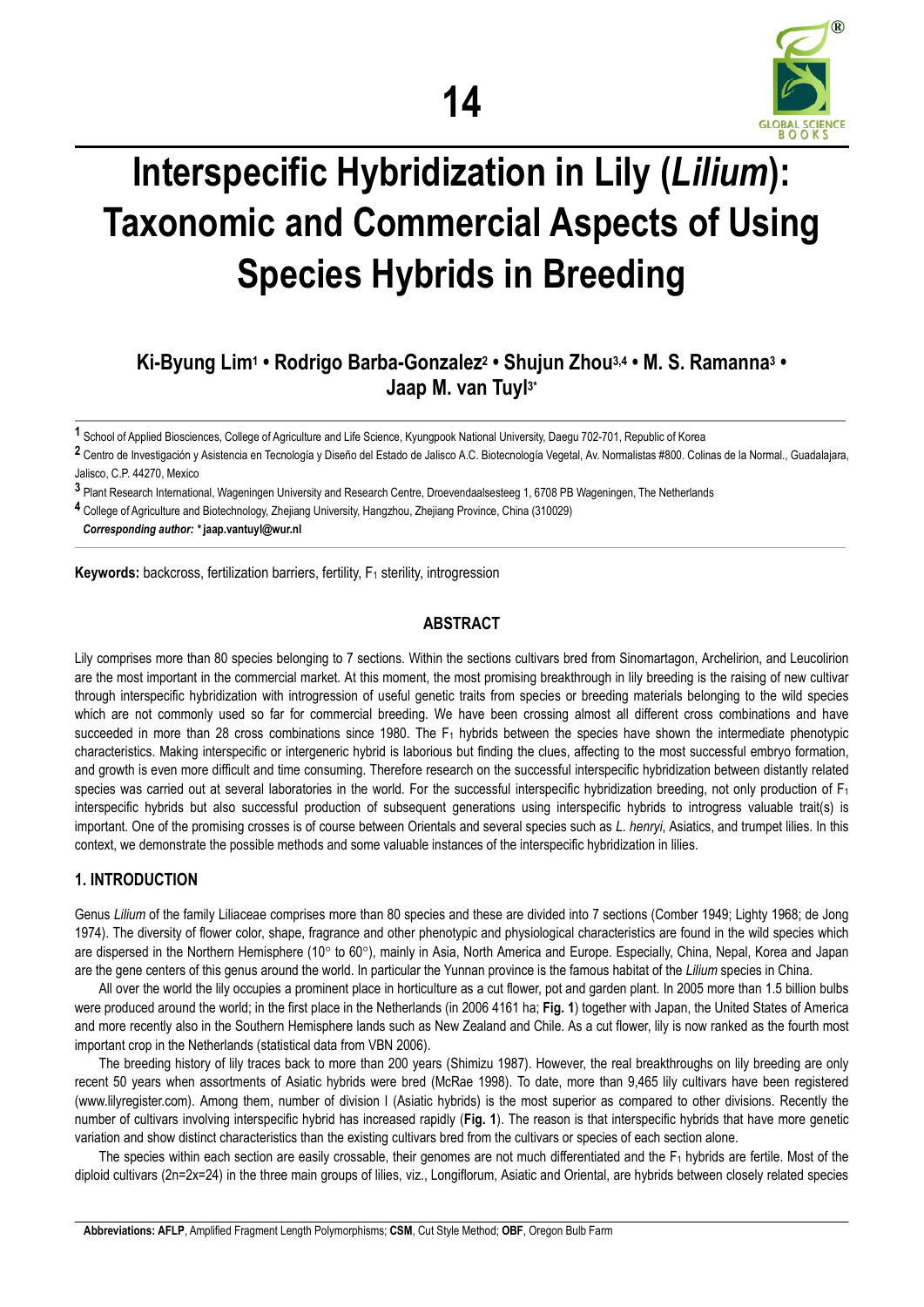# Interspecific Hybridization in Lily (*Lilium*): Taxonomic and Commercial Aspects of Using Species Hybrids in Breeding

**Ki-Byung Lim[1] • Rodrigo Barba-Gonzalez[2] • Shujun Zhou[3,4] • M. S. Ramanna[3] • Jaap M. van Tuyl[3*]**

[1] School of Applied Biosciences, College of Agriculture and Life Science, Kyungpook National University, Daegu 702-701, Republic of Korea

[2] Centro de Investigación y Asistencia en Tecnología y Diseño del Estado de Jalisco A.C. Biotecnología Vegetal, Av. Normalistas #800. Colinas de la Normal., Guadalajara, Jalisco, C.P. 44270, Mexico

[3] Plant Research International, Wageningen University and Research Centre, Droevendaalsesteeg 1, 6708 PB Wageningen, The Netherlands

[4] College of Agriculture and Biotechnology, Zhejiang University, Hangzhou, Zhejiang Province, China (310029)

***Corresponding author:* * jaap.vantuyl@wur.nl**

**Keywords:** backcross, fertilization barriers, fertility, $F_1$ sterility, introgression

## ABSTRACT

Lily comprises more than 80 species belonging to 7 sections. Within the sections cultivars bred from Sinomartagon, Archelirion, and Leucolirion are the most important in the commercial market. At this moment, the most promising breakthrough in lily breeding is the raising of new cultivar through interspecific hybridization with introgression of useful genetic traits from species or breeding materials belonging to the wild species which are not commonly used so far for commercial breeding. We have been crossing almost all different cross combinations and have succeeded in more than 28 cross combinations since 1980. The $F_1$ hybrids between the species have shown the intermediate phenotypic characteristics. Making interspecific or intergeneric hybrid is laborious but finding the clues, affecting to the most successful embryo formation, and growth is even more difficult and time consuming. Therefore research on the successful interspecific hybridization between distantly related species was carried out at several laboratories in the world. For the successful interspecific hybridization breeding, not only production of $F_1$ interspecific hybrids but also successful production of subsequent generations using interspecific hybrids to introgress valuable trait(s) is important. One of the promising crosses is of course between Orientals and several species such as *L. henryi*, Asiatics, and trumpet lilies. In this context, we demonstrate the possible methods and some valuable instances of the interspecific hybridization in lilies.

## 1. INTRODUCTION

Genus *Lilium* of the family Liliaceae comprises more than 80 species and these are divided into 7 sections (Comber 1949; Lighty 1968; de Jong 1974). The diversity of flower color, shape, fragrance and other phenotypic and physiological characteristics are found in the wild species which are dispersed in the Northern Hemisphere (10° to 60°), mainly in Asia, North America and Europe. Especially, China, Nepal, Korea and Japan are the gene centers of this genus around the world. In particular the Yunnan province is the famous habitat of the *Lilium* species in China.

All over the world the lily occupies a prominent place in horticulture as a cut flower, pot and garden plant. In 2005 more than 1.5 billion bulbs were produced around the world; in the first place in the Netherlands (in 2006 4161 ha; **Fig. 1**) together with Japan, the United States of America and more recently also in the Southern Hemisphere lands such as New Zealand and Chile. As a cut flower, lily is now ranked as the fourth most important crop in the Netherlands (statistical data from VBN 2006).

The breeding history of lily traces back to more than 200 years (Shimizu 1987). However, the real breakthroughs on lily breeding are only recent 50 years when assortments of Asiatic hybrids were bred (McRae 1998). To date, more than 9,465 lily cultivars have been registered (www.lilyregister.com). Among them, number of division I (Asiatic hybrids) is the most superior as compared to other divisions. Recently the number of cultivars involving interspecific hybrid has increased rapidly (**Fig. 1**). The reason is that interspecific hybrids that have more genetic variation and show distinct characteristics than the existing cultivars bred from the cultivars or species of each section alone.

The species within each section are easily crossable, their genomes are not much differentiated and the $F_1$ hybrids are fertile. Most of the diploid cultivars (2n=2x=24) in the three main groups of lilies, viz., Longiflorum, Asiatic and Oriental, are hybrids between closely related species

**Abbreviations: AFLP**, Amplified Fragment Length Polymorphisms; **CSM**, Cut Style Method; **OBF**, Oregon Bulb Farm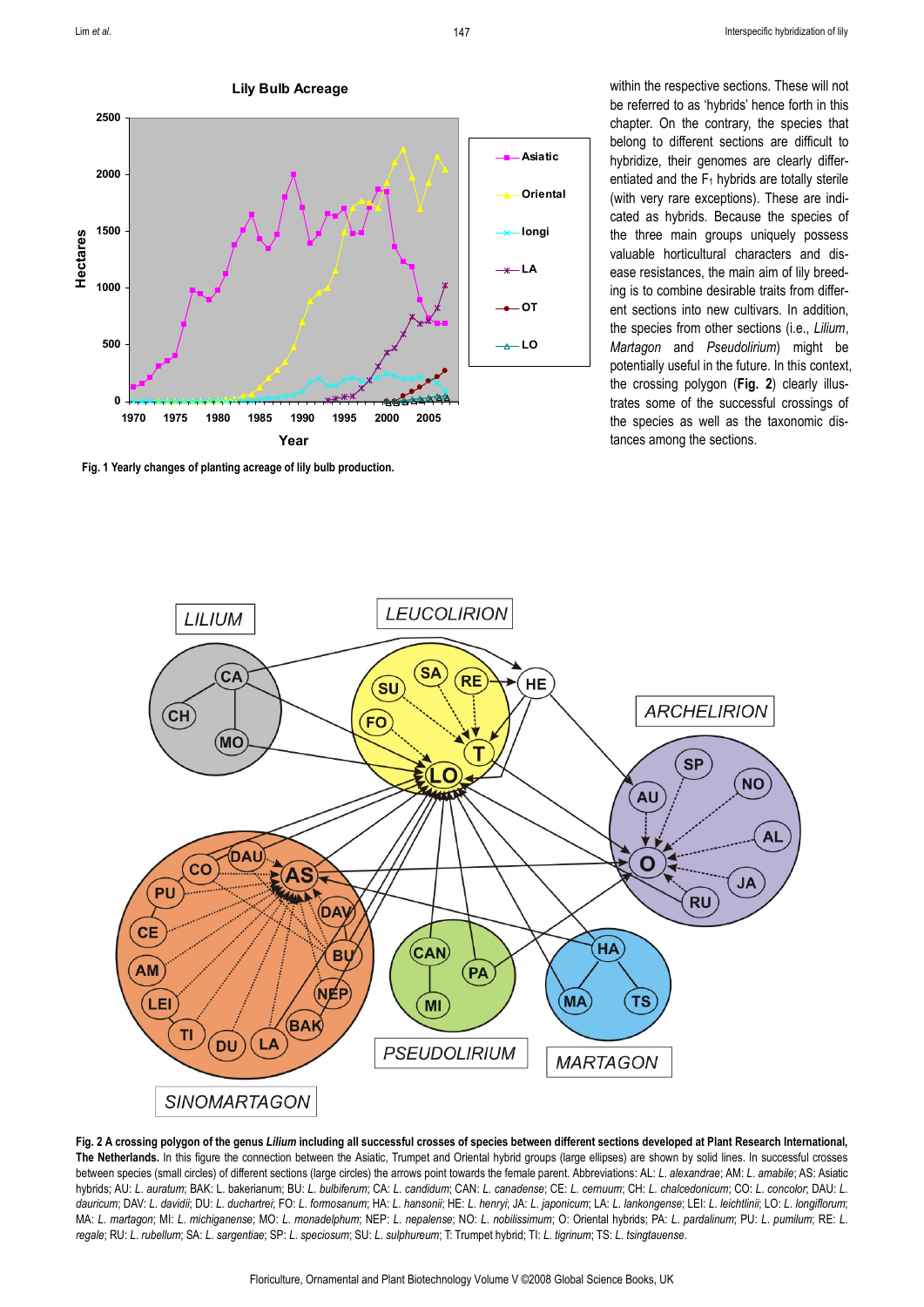within the respective sections. These will not be referred to as 'hybrids' hence forth in this chapter. On the contrary, the species that belong to different sections are difficult to hybridize, their genomes are clearly differentiated and the $F_1$ hybrids are totally sterile (with very rare exceptions). These are indicated as hybrids. Because the species of the three main groups uniquely possess valuable horticultural characters and disease resistances, the main aim of lily breeding is to combine desirable traits from different sections into new cultivars. In addition, the species from other sections (i.e., *Lilium*, *Martagon* and *Pseudolirium*) might be potentially useful in the future. In this context, the crossing polygon (**Fig. 2**) clearly illustrates some of the successful crossings of the species as well as the taxonomic distances among the sections.

**Fig. 1 Yearly changes of planting acreage of lily bulb production.**

**Fig. 2 A crossing polygon of the genus *Lilium* including all successful crosses of species between different sections developed at Plant Research International, The Netherlands.** In this figure the connection between the Asiatic, Trumpet and Oriental hybrid groups (large ellipses) are shown by solid lines. In successful crosses between species (small circles) of different sections (large circles) the arrows point towards the female parent. Abbreviations: AL: *L. alexandrae*; AM: *L. amabile*; AS: Asiatic hybrids; AU: *L. auratum*; BAK: L. bakerianum; BU: *L. bulbiferum*; CA: *L. candidum*; CAN: *L. canadense*; CE: *L. cernuum*; CH: *L. chalcedonicum*; CO: *L. concolor*; DAU: *L. dauricum*; DAV: *L. davidii*; DU: *L. duchartrei*; FO: *L. formosanum*; HA: *L. hansonii*; HE: *L. henryi*; JA: *L. japonicum*; LA: *L. lankongense*; LEI: *L. leichtlinii*; LO: *L. longiflorum*; MA: *L. martagon*; MI: *L. michiganense*; MO: *L. monadelphum*; NEP: *L. nepalense*; NO: *L. nobilissimum*; O: Oriental hybrids; PA: *L. pardalinum*; PU: *L. pumilum*; RE: *L. regale*; RU: *L. rubellum*; SA: *L. sargentiae*; SP: *L. speciosum*; SU: *L. sulphureum*; T: Trumpet hybrid; TI: *L. tigrinum*; TS: *L. tsingtauense*.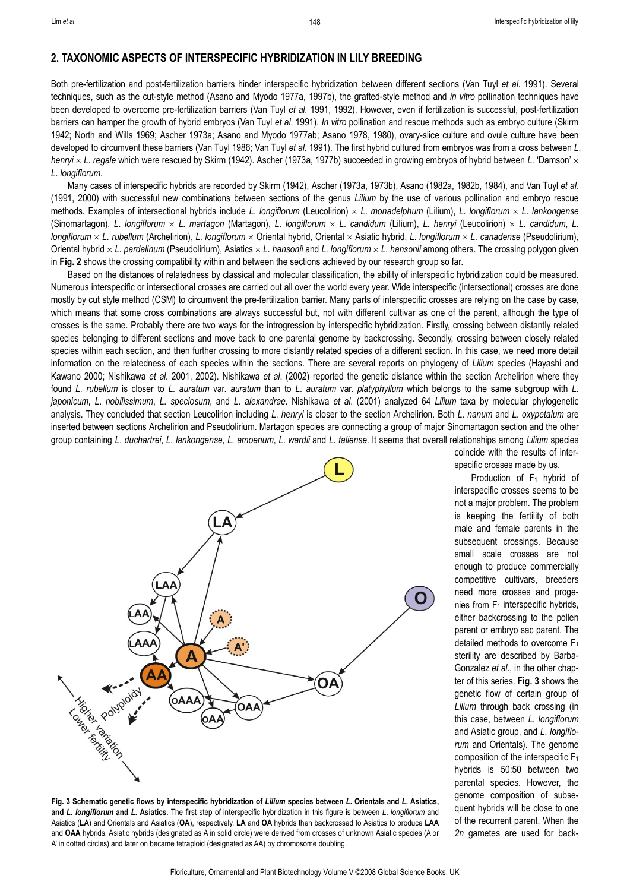## 2. TAXONOMIC ASPECTS OF INTERSPECIFIC HYBRIDIZATION IN LILY BREEDING

Both pre-fertilization and post-fertilization barriers hinder interspecific hybridization between different sections (Van Tuyl *et al*. 1991). Several techniques, such as the cut-style method (Asano and Myodo 1977a, 1997b), the grafted-style method and *in vitro* pollination techniques have been developed to overcome pre-fertilization barriers (Van Tuyl *et al*. 1991, 1992). However, even if fertilization is successful, post-fertilization barriers can hamper the growth of hybrid embryos (Van Tuyl *et al*. 1991). *In vitro* pollination and rescue methods such as embryo culture (Skirm 1942; North and Wills 1969; Ascher 1973a; Asano and Myodo 1977ab; Asano 1978, 1980), ovary-slice culture and ovule culture have been developed to circumvent these barriers (Van Tuyl 1986; Van Tuyl *et al*. 1991). The first hybrid cultured from embryos was from a cross between *L. henryi* × *L. regale* which were rescued by Skirm (1942). Ascher (1973a, 1977b) succeeded in growing embryos of hybrid between *L.* 'Damson' × *L. longiflorum*.

Many cases of interspecific hybrids are recorded by Skirm (1942), Ascher (1973a, 1973b), Asano (1982a, 1982b, 1984), and Van Tuyl *et al*. (1991, 2000) with successful new combinations between sections of the genus *Lilium* by the use of various pollination and embryo rescue methods. Examples of intersectional hybrids include *L. longiflorum* (Leucolirion) × *L. monadelphum* (Lilium), *L. longiflorum* × *L. lankongense* (Sinomartagon), *L. longiflorum* × *L. martagon* (Martagon), *L. longiflorum* × *L. candidum* (Lilium), *L. henryi* (Leucolirion) × *L. candidum*, *L. longiflorum* × *L. rubellum* (Archelirion), *L. longiflorum* × Oriental hybrid, Oriental × Asiatic hybrid, *L. longiflorum* × *L. canadense* (Pseudolirium), Oriental hybrid × *L. pardalinum* (Pseudolirium), Asiatics × *L. hansonii* and *L. longiflorum* × *L. hansonii* among others. The crossing polygon given in **Fig. 2** shows the crossing compatibility within and between the sections achieved by our research group so far.

Based on the distances of relatedness by classical and molecular classification, the ability of interspecific hybridization could be measured. Numerous interspecific or intersectional crosses are carried out all over the world every year. Wide interspecific (intersectional) crosses are done mostly by cut style method (CSM) to circumvent the pre-fertilization barrier. Many parts of interspecific crosses are relying on the case by case, which means that some cross combinations are always successful but, not with different cultivar as one of the parent, although the type of crosses is the same. Probably there are two ways for the introgression by interspecific hybridization. Firstly, crossing between distantly related species belonging to different sections and move back to one parental genome by backcrossing. Secondly, crossing between closely related species within each section, and then further crossing to more distantly related species of a different section. In this case, we need more detail information on the relatedness of each species within the sections. There are several reports on phylogeny of *Lilium* species (Hayashi and Kawano 2000; Nishikawa *et al*. 2001, 2002). Nishikawa *et al*. (2002) reported the genetic distance within the section Archelirion where they found *L. rubellum* is closer to *L. auratum* var. *auratum* than to *L. auratum* var. *platyphyllum* which belongs to the same subgroup with *L. japonicum*, *L. nobilissimum*, *L. speciosum*, and *L. alexandrae*. Nishikawa *et al*. (2001) analyzed 64 *Lilium* taxa by molecular phylogenetic analysis. They concluded that section Leucolirion including *L. henryi* is closer to the section Archelirion. Both *L. nanum* and *L. oxypetalum* are inserted between sections Archelirion and Pseudolirium. Martagon species are connecting a group of major Sinomartagon section and the other group containing *L. duchartrei*, *L. lankongense*, *L. amoenum*, *L. wardii* and *L. taliense*. It seems that overall relationships among *Lilium* species coincide with the results of interspecific crosses made by us.

Production of $F_1$ hybrid of interspecific crosses seems to be not a major problem. The problem is keeping the fertility of both male and female parents in the subsequent crossings. Because small scale crosses are not enough to produce commercially competitive cultivars, breeders need more crosses and progenies from $F_1$ interspecific hybrids, either backcrossing to the pollen parent or embryo sac parent. The detailed methods to overcome $F_1$ sterility are described by Barba-Gonzalez *et al*., in the other chapter of this series. **Fig. 3** shows the genetic flow of certain group of *Lilium* through back crossing (in this case, between *L. longiflorum* and Asiatic group, and *L. longiflorum* and Orientals). The genome composition of the interspecific $F_1$ hybrids is 50:50 between two parental species. However, the genome composition of subsequent hybrids will be close to one of the recurrent parent. When the *2n* gametes are used for back-

**Fig. 3 Schematic genetic flows by interspecific hybridization of *Lilium* species between *L.* Orientals and *L.* Asiatics, and *L. longiflorum* and *L.* Asiatics.** The first step of interspecific hybridization in this figure is between *L. longiflorum* and Asiatics (**LA**) and Orientals and Asiatics (**OA**), respectively. **LA** and **OA** hybrids then backcrossed to Asiatics to produce **LAA** and **OAA** hybrids. Asiatic hybrids (designated as A in solid circle) were derived from crosses of unknown Asiatic species (A or A' in dotted circles) and later on became tetraploid (designated as AA) by chromosome doubling.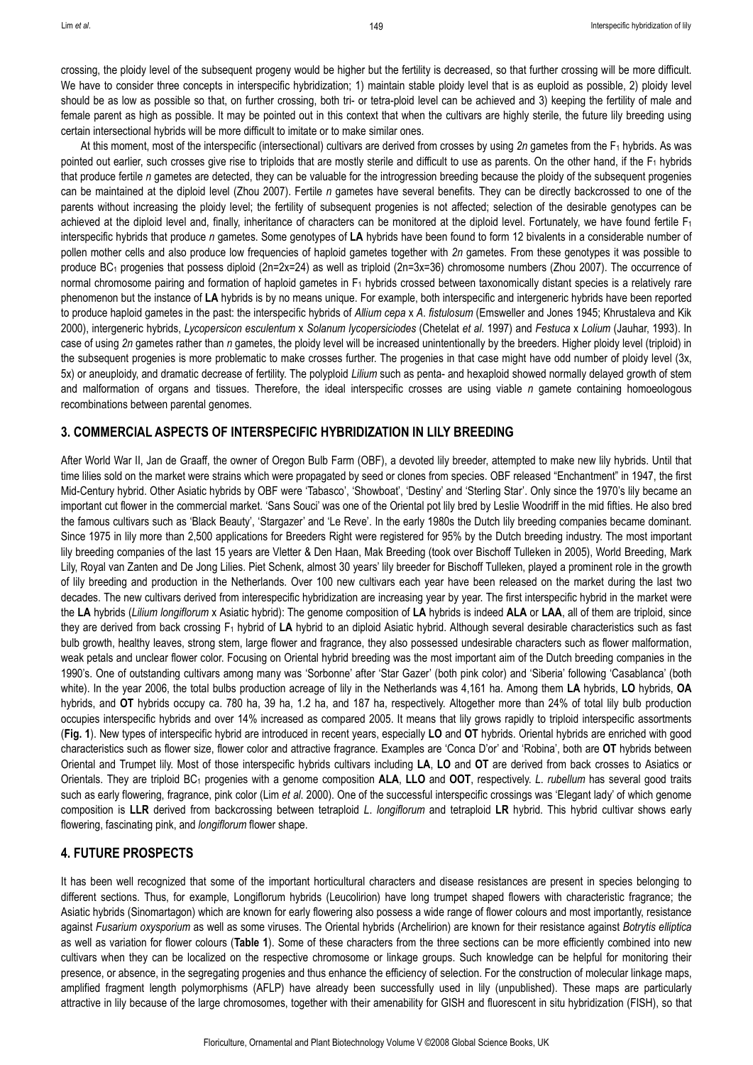crossing, the ploidy level of the subsequent progeny would be higher but the fertility is decreased, so that further crossing will be more difficult. We have to consider three concepts in interspecific hybridization; 1) maintain stable ploidy level that is as euploid as possible, 2) ploidy level should be as low as possible so that, on further crossing, both tri- or tetra-ploid level can be achieved and 3) keeping the fertility of male and female parent as high as possible. It may be pointed out in this context that when the cultivars are highly sterile, the future lily breeding using certain intersectional hybrids will be more difficult to imitate or to make similar ones.

At this moment, most of the interspecific (intersectional) cultivars are derived from crosses by using *2n* gametes from the $F_1$ hybrids. As was pointed out earlier, such crosses give rise to triploids that are mostly sterile and difficult to use as parents. On the other hand, if the $F_1$ hybrids that produce fertile *n* gametes are detected, they can be valuable for the introgression breeding because the ploidy of the subsequent progenies can be maintained at the diploid level (Zhou 2007). Fertile *n* gametes have several benefits. They can be directly backcrossed to one of the parents without increasing the ploidy level; the fertility of subsequent progenies is not affected; selection of the desirable genotypes can be achieved at the diploid level and, finally, inheritance of characters can be monitored at the diploid level. Fortunately, we have found fertile $F_1$ interspecific hybrids that produce *n* gametes. Some genotypes of **LA** hybrids have been found to form 12 bivalents in a considerable number of pollen mother cells and also produce low frequencies of haploid gametes together with *2n* gametes. From these genotypes it was possible to produce $BC_1$ progenies that possess diploid (2n=2x=24) as well as triploid (2n=3x=36) chromosome numbers (Zhou 2007). The occurrence of normal chromosome pairing and formation of haploid gametes in $F_1$ hybrids crossed between taxonomically distant species is a relatively rare phenomenon but the instance of **LA** hybrids is by no means unique. For example, both interspecific and intergeneric hybrids have been reported to produce haploid gametes in the past: the interspecific hybrids of *Allium cepa* x *A. fistulosum* (Emsweller and Jones 1945; Khrustaleva and Kik 2000), intergeneric hybrids, *Lycopersicon esculentum* x *Solanum lycopersiciodes* (Chetelat *et al*. 1997) and *Festuca* x *Lolium* (Jauhar, 1993). In case of using *2n* gametes rather than *n* gametes, the ploidy level will be increased unintentionally by the breeders. Higher ploidy level (triploid) in the subsequent progenies is more problematic to make crosses further. The progenies in that case might have odd number of ploidy level (3x, 5x) or aneuploidy, and dramatic decrease of fertility. The polyploid *Lilium* such as penta- and hexaploid showed normally delayed growth of stem and malformation of organs and tissues. Therefore, the ideal interspecific crosses are using viable *n* gamete containing homoeologous recombinations between parental genomes.

## 3. COMMERCIAL ASPECTS OF INTERSPECIFIC HYBRIDIZATION IN LILY BREEDING

After World War II, Jan de Graaff, the owner of Oregon Bulb Farm (OBF), a devoted lily breeder, attempted to make new lily hybrids. Until that time lilies sold on the market were strains which were propagated by seed or clones from species. OBF released "Enchantment" in 1947, the first Mid-Century hybrid. Other Asiatic hybrids by OBF were 'Tabasco', 'Showboat', 'Destiny' and 'Sterling Star'. Only since the 1970's lily became an important cut flower in the commercial market. 'Sans Souci' was one of the Oriental pot lily bred by Leslie Woodriff in the mid fifties. He also bred the famous cultivars such as 'Black Beauty', 'Stargazer' and 'Le Reve'. In the early 1980s the Dutch lily breeding companies became dominant. Since 1975 in lily more than 2,500 applications for Breeders Right were registered for 95% by the Dutch breeding industry. The most important lily breeding companies of the last 15 years are Vletter & Den Haan, Mak Breeding (took over Bischoff Tulleken in 2005), World Breeding, Mark Lily, Royal van Zanten and De Jong Lilies. Piet Schenk, almost 30 years' lily breeder for Bischoff Tulleken, played a prominent role in the growth of lily breeding and production in the Netherlands. Over 100 new cultivars each year have been released on the market during the last two decades. The new cultivars derived from interespecific hybridization are increasing year by year. The first interspecific hybrid in the market were the **LA** hybrids (*Lilium longiflorum* x Asiatic hybrid): The genome composition of **LA** hybrids is indeed **ALA** or **LAA**, all of them are triploid, since they are derived from back crossing $F_1$ hybrid of **LA** hybrid to an diploid Asiatic hybrid. Although several desirable characteristics such as fast bulb growth, healthy leaves, strong stem, large flower and fragrance, they also possessed undesirable characters such as flower malformation, weak petals and unclear flower color. Focusing on Oriental hybrid breeding was the most important aim of the Dutch breeding companies in the 1990's. One of outstanding cultivars among many was 'Sorbonne' after 'Star Gazer' (both pink color) and 'Siberia' following 'Casablanca' (both white). In the year 2006, the total bulbs production acreage of lily in the Netherlands was 4,161 ha. Among them **LA** hybrids, **LO** hybrids, **OA** hybrids, and **OT** hybrids occupy ca. 780 ha, 39 ha, 1.2 ha, and 187 ha, respectively. Altogether more than 24% of total lily bulb production occupies interspecific hybrids and over 14% increased as compared 2005. It means that lily grows rapidly to triploid interspecific assortments (**Fig. 1**). New types of interspecific hybrid are introduced in recent years, especially **LO** and **OT** hybrids. Oriental hybrids are enriched with good characteristics such as flower size, flower color and attractive fragrance. Examples are 'Conca D'or' and 'Robina', both are **OT** hybrids between Oriental and Trumpet lily. Most of those interspecific hybrids cultivars including **LA**, **LO** and **OT** are derived from back crosses to Asiatics or Orientals. They are triploid $BC_1$ progenies with a genome composition **ALA**, **LLO** and **OOT**, respectively. *L. rubellum* has several good traits such as early flowering, fragrance, pink color (Lim *et al*. 2000). One of the successful interspecific crossings was 'Elegant lady' of which genome composition is **LLR** derived from backcrossing between tetraploid *L. longiflorum* and tetraploid **LR** hybrid. This hybrid cultivar shows early flowering, fascinating pink, and *longiflorum* flower shape.

## 4. FUTURE PROSPECTS

It has been well recognized that some of the important horticultural characters and disease resistances are present in species belonging to different sections. Thus, for example, Longiflorum hybrids (Leucolirion) have long trumpet shaped flowers with characteristic fragrance; the Asiatic hybrids (Sinomartagon) which are known for early flowering also possess a wide range of flower colours and most importantly, resistance against *Fusarium oxysporium* as well as some viruses. The Oriental hybrids (Archelirion) are known for their resistance against *Botrytis elliptica* as well as variation for flower colours (**Table 1**). Some of these characters from the three sections can be more efficiently combined into new cultivars when they can be localized on the respective chromosome or linkage groups. Such knowledge can be helpful for monitoring their presence, or absence, in the segregating progenies and thus enhance the efficiency of selection. For the construction of molecular linkage maps, amplified fragment length polymorphisms (AFLP) have already been successfully used in lily (unpublished). These maps are particularly attractive in lily because of the large chromosomes, together with their amenability for GISH and fluorescent in situ hybridization (FISH), so that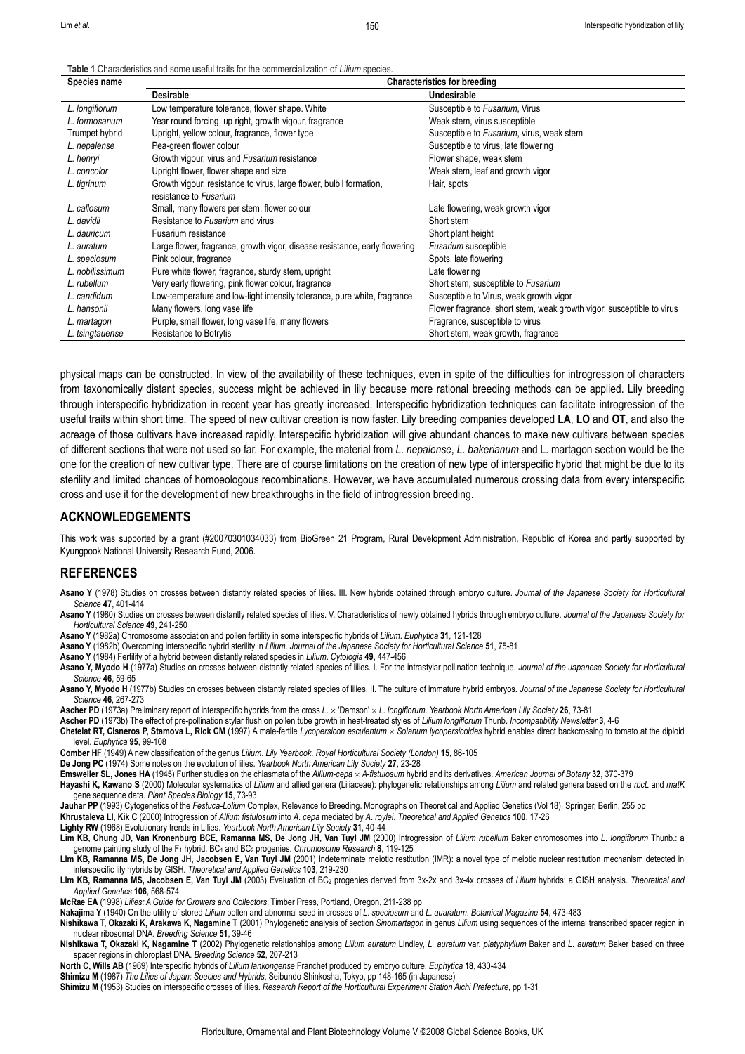**Table 1** Characteristics and some useful traits for the commercialization of *Lilium* species.

| Species name | Characteristics for breeding | |
|---|---|---|
| | **Desirable** | **Undesirable** |
| *L. longiflorum* | Low temperature tolerance, flower shape. White | Susceptible to *Fusarium*, Virus |
| *L. formosanum* | Year round forcing, up right, growth vigour, fragrance | Weak stem, virus susceptible |
| Trumpet hybrid | Upright, yellow colour, fragrance, flower type | Susceptible to *Fusarium*, virus, weak stem |
| *L. nepalense* | Pea-green flower colour | Susceptible to virus, late flowering |
| *L. henryi* | Growth vigour, virus and *Fusarium* resistance | Flower shape, weak stem |
| *L. concolor* | Upright flower, flower shape and size | Weak stem, leaf and growth vigor |
| *L. tigrinum* | Growth vigour, resistance to virus, large flower, bulbil formation, resistance to *Fusarium* | Hair, spots |
| *L. callosum* | Small, many flowers per stem, flower colour | Late flowering, weak growth vigor |
| *L. davidii* | Resistance to *Fusarium* and virus | Short stem |
| *L. dauricum* | Fusarium resistance | Short plant height |
| *L. auratum* | Large flower, fragrance, growth vigor, disease resistance, early flowering | *Fusarium* susceptible |
| *L. speciosum* | Pink colour, fragrance | Spots, late flowering |
| *L. nobilissimum* | Pure white flower, fragrance, sturdy stem, upright | Late flowering |
| *L. rubellum* | Very early flowering, pink flower colour, fragrance | Short stem, susceptible to *Fusarium* |
| *L. candidum* | Low-temperature and low-light intensity tolerance, pure white, fragrance | Susceptible to Virus, weak growth vigor |
| *L. hansonii* | Many flowers, long vase life | Flower fragrance, short stem, weak growth vigor, susceptible to virus |
| *L. martagon* | Purple, small flower, long vase life, many flowers | Fragrance, susceptible to virus |
| *L. tsingtauense* | Resistance to Botrytis | Short stem, weak growth, fragrance |

physical maps can be constructed. In view of the availability of these techniques, even in spite of the difficulties for introgression of characters from taxonomically distant species, success might be achieved in lily because more rational breeding methods can be applied. Lily breeding through interspecific hybridization in recent year has greatly increased. Interspecific hybridization techniques can facilitate introgression of the useful traits within short time. The speed of new cultivar creation is now faster. Lily breeding companies developed **LA**, **LO** and **OT**, and also the acreage of those cultivars have increased rapidly. Interspecific hybridization will give abundant chances to make new cultivars between species of different sections that were not used so far. For example, the material from *L. nepalense*, *L. bakerianum* and L. martagon section would be the one for the creation of new cultivar type. There are of course limitations on the creation of new type of interspecific hybrid that might be due to its sterility and limited chances of homoeologous recombinations. However, we have accumulated numerous crossing data from every interspecific cross and use it for the development of new breakthroughs in the field of introgression breeding.

## ACKNOWLEDGEMENTS

This work was supported by a grant (#20070301034033) from BioGreen 21 Program, Rural Development Administration, Republic of Korea and partly supported by Kyungpook National University Research Fund, 2006.

## REFERENCES

**Asano Y** (1978) Studies on crosses between distantly related species of lilies. III. New hybrids obtained through embryo culture. *Journal of the Japanese Society for Horticultural Science* **47**, 401-414

**Asano Y** (1980) Studies on crosses between distantly related species of lilies. V. Characteristics of newly obtained hybrids through embryo culture. *Journal of the Japanese Society for Horticultural Science* **49**, 241-250

**Asano Y** (1982a) Chromosome association and pollen fertility in some interspecific hybrids of *Lilium*. *Euphytica* **31**, 121-128

**Asano Y** (1982b) Overcoming interspecific hybrid sterility in *Lilium*. *Journal of the Japanese Society for Horticultural Science* **51**, 75-81

**Asano Y** (1984) Fertility of a hybrid between distantly related species in *Lilium*. *Cytologia* **49**, 447-456

**Asano Y, Myodo H** (1977a) Studies on crosses between distantly related species of lilies. I. For the intrastylar pollination technique. *Journal of the Japanese Society for Horticultural Science* **46**, 59-65

**Asano Y, Myodo H** (1977b) Studies on crosses between distantly related species of lilies. II. The culture of immature hybrid embryos. *Journal of the Japanese Society for Horticultural Science* **46**, 267-273

**Ascher PD** (1973a) Preliminary report of interspecific hybrids from the cross *L.* × 'Damson' × *L. longiflorum*. *Yearbook North American Lily Society* **26**, 73-81

**Ascher PD** (1973b) The effect of pre-pollination stylar flush on pollen tube growth in heat-treated styles of *Lilium longiflorum* Thunb. *Incompatibility Newsletter* **3**, 4-6

**Chetelat RT, Cisneros P, Stamova L, Rick CM** (1997) A male-fertile *Lycopersicon esculentum* × *Solanum lycopersicoides* hybrid enables direct backcrossing to tomato at the diploid level. *Euphytica* **95**, 99-108

**Comber HF** (1949) A new classification of the genus *Lilium*. *Lily Yearbook, Royal Horticultural Society (London)* **15**, 86-105

**De Jong PC** (1974) Some notes on the evolution of lilies. *Yearbook North American Lily Society* **27**, 23-28

**Emsweller SL, Jones HA** (1945) Further studies on the chiasmata of the *Allium-cepa* × *A-fistulosum* hybrid and its derivatives. *American Journal of Botany* **32**, 370-379

**Hayashi K, Kawano S** (2000) Molecular systematics of *Lilium* and allied genera (Liliaceae): phylogenetic relationships among *Lilium* and related genera based on the *rbcL* and *matK* gene sequence data. *Plant Species Biology* **15**, 73-93

**Jauhar PP** (1993) Cytogenetics of the *Festuca-Lolium* Complex, Relevance to Breeding. Monographs on Theoretical and Applied Genetics (Vol 18), Springer, Berlin, 255 pp

**Khrustaleva LI, Kik C** (2000) Introgression of *Allium fistulosum* into *A. cepa* mediated by *A. roylei*. *Theoretical and Applied Genetics* **100**, 17-26

**Lighty RW** (1968) Evolutionary trends in Lilies. *Yearbook North American Lily Society* **31**, 40-44

**Lim KB, Chung JD, Van Kronenburg BCE, Ramanna MS, De Jong JH, Van Tuyl JM** (2000) Introgression of *Lilium rubellum* Baker chromosomes into *L. longiflorum* Thunb.: a genome painting study of the $F_1$ hybrid, $BC_1$ and $BC_2$ progenies. *Chromosome Research* **8**, 119-125

**Lim KB, Ramanna MS, De Jong JH, Jacobsen E, Van Tuyl JM** (2001) Indeterminate meiotic restitution (IMR): a novel type of meiotic nuclear restitution mechanism detected in interspecific lily hybrids by GISH. *Theoretical and Applied Genetics* **103**, 219-230

**Lim KB, Ramanna MS, Jacobsen E, Van Tuyl JM** (2003) Evaluation of $BC_2$ progenies derived from 3x-2x and 3x-4x crosses of *Lilium* hybrids: a GISH analysis. *Theoretical and Applied Genetics* **106**, 568-574

**McRae EA** (1998) *Lilies: A Guide for Growers and Collectors*, Timber Press, Portland, Oregon, 211-238 pp

**Nakajima Y** (1940) On the utility of stored *Lilium* pollen and abnormal seed in crosses of *L. speciosum* and *L. auaratum*. *Botanical Magazine* **54**, 473-483

**Nishikawa T, Okazaki K, Arakawa K, Nagamine T** (2001) Phylogenetic analysis of section *Sinomartagon* in genus *Lilium* using sequences of the internal transcribed spacer region in nuclear ribosomal DNA. *Breeding Science* **51**, 39-46

**Nishikawa T, Okazaki K, Nagamine T** (2002) Phylogenetic relationships among *Lilium auratum* Lindley, *L. auratum* var. *platyphyllum* Baker and *L. auratum* Baker based on three spacer regions in chloroplast DNA. *Breeding Science* **52**, 207-213

**North C, Wills AB** (1969) Interspecific hybrids of *Lilium lankongense* Franchet produced by embryo culture. *Euphytica* **18**, 430-434

**Shimizu M** (1987) *The Lilies of Japan; Species and Hybrids*, Seibundo Shinkosha, Tokyo, pp 148-165 (in Japanese)

**Shimizu M** (1953) Studies on interspecific crosses of lilies. *Research Report of the Horticultural Experiment Station Aichi Prefecture*, pp 1-31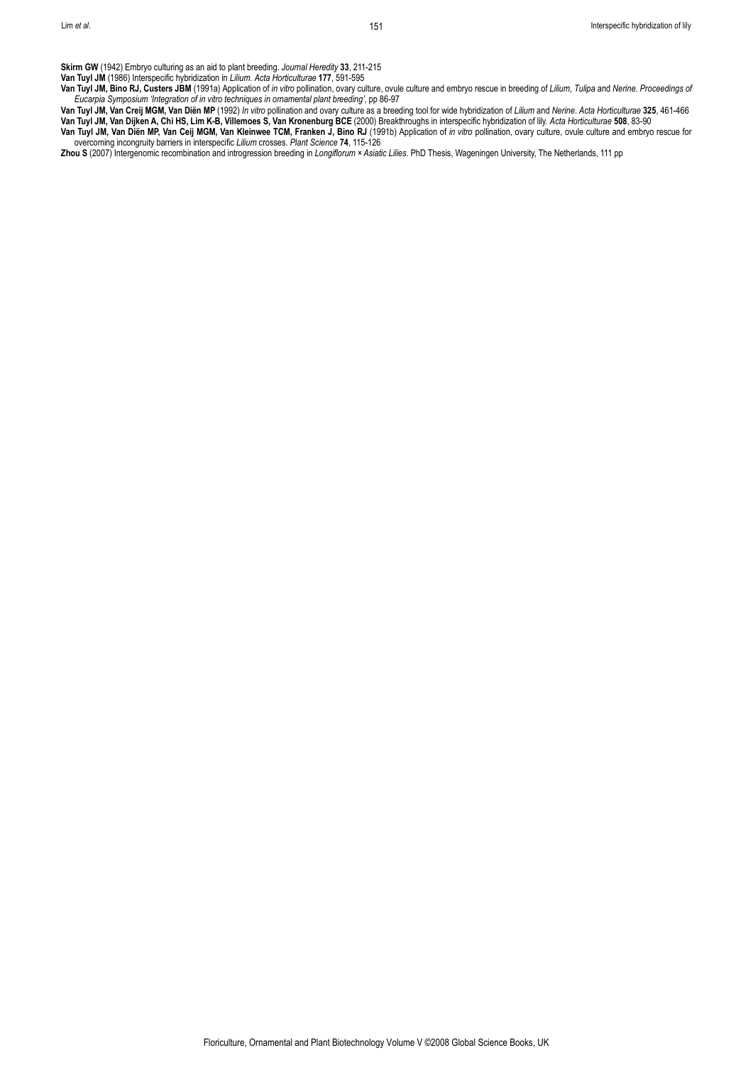**Skirm GW** (1942) Embryo culturing as an aid to plant breeding. *Journal Heredity* **33**, 211-215

**Van Tuyl JM** (1986) Interspecific hybridization in *Lilium*. *Acta Horticulturae* **177**, 591-595

**Van Tuyl JM, Bino RJ, Custers JBM** (1991a) Application of *in vitro* pollination, ovary culture, ovule culture and embryo rescue in breeding of *Lilium*, *Tulipa* and *Nerine*. *Proceedings of Eucarpia Symposium 'Integration of in vitro techniques in ornamental plant breeding'*, pp 86-97

**Van Tuyl JM, Van Creij MGM, Van Diën MP** (1992) *In vitro* pollination and ovary culture as a breeding tool for wide hybridization of *Lilium* and *Nerine*. *Acta Horticulturae* **325**, 461-466

**Van Tuyl JM, Van Dijken A, Chi HS, Lim K-B, Villemoes S, Van Kronenburg BCE** (2000) Breakthroughs in interspecific hybridization of lily. *Acta Horticulturae* **508**, 83-90

**Van Tuyl JM, Van Diën MP, Van Ceij MGM, Van Kleinwee TCM, Franken J, Bino RJ** (1991b) Application of *in vitro* pollination, ovary culture, ovule culture and embryo rescue for overcoming incongruity barriers in interspecific *Lilium* crosses. *Plant Science* **74**, 115-126

**Zhou S** (2007) Intergenomic recombination and introgression breeding in *Longiflorum* × *Asiatic Lilies*. PhD Thesis, Wageningen University, The Netherlands, 111 pp